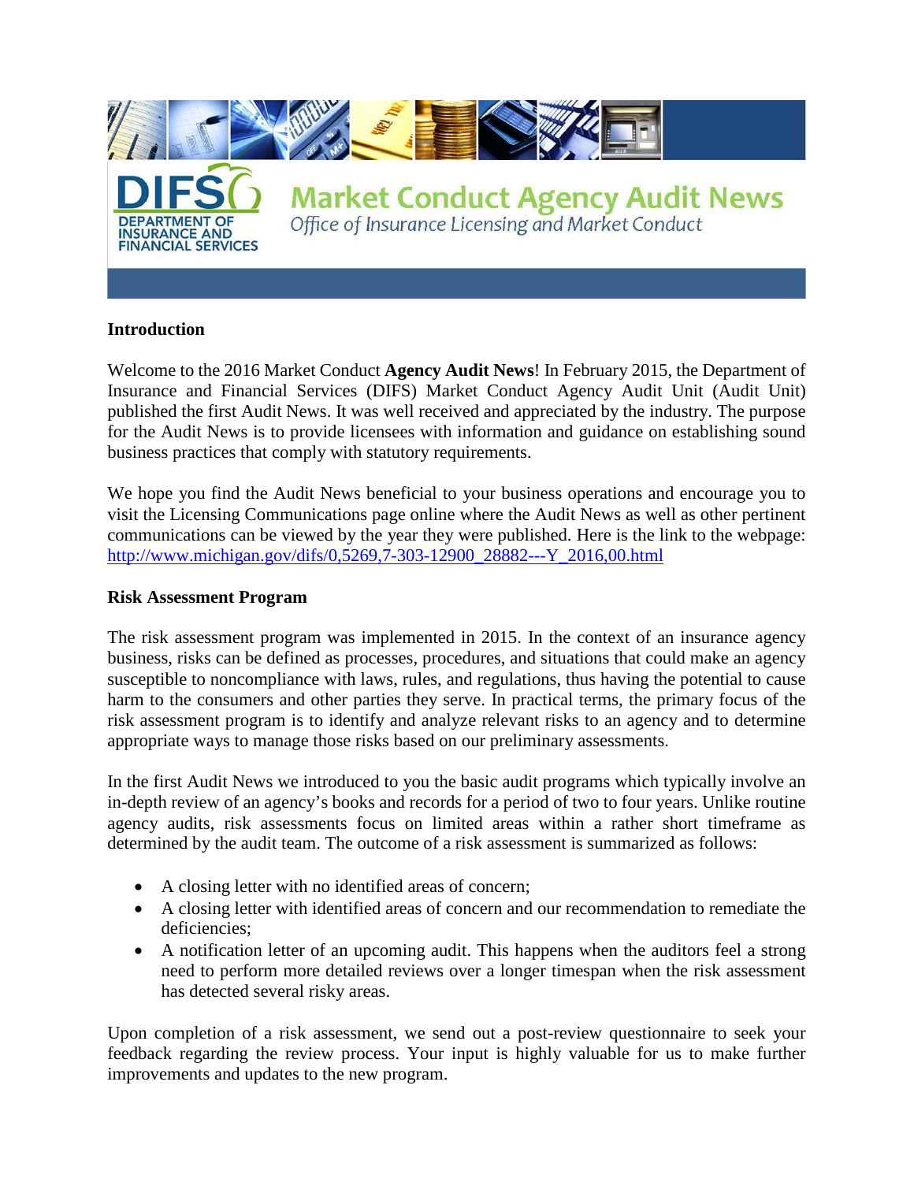# Market Conduct Agency Audit News

*Office of Insurance Licensing and Market Conduct*

DIFS — DEPARTMENT OF INSURANCE AND FINANCIAL SERVICES

## Introduction

Welcome to the 2016 Market Conduct **Agency Audit News**! In February 2015, the Department of Insurance and Financial Services (DIFS) Market Conduct Agency Audit Unit (Audit Unit) published the first Audit News. It was well received and appreciated by the industry. The purpose for the Audit News is to provide licensees with information and guidance on establishing sound business practices that comply with statutory requirements.

We hope you find the Audit News beneficial to your business operations and encourage you to visit the Licensing Communications page online where the Audit News as well as other pertinent communications can be viewed by the year they were published. Here is the link to the webpage: http://www.michigan.gov/difs/0,5269,7-303-12900_28882---Y_2016,00.html

## Risk Assessment Program

The risk assessment program was implemented in 2015. In the context of an insurance agency business, risks can be defined as processes, procedures, and situations that could make an agency susceptible to noncompliance with laws, rules, and regulations, thus having the potential to cause harm to the consumers and other parties they serve. In practical terms, the primary focus of the risk assessment program is to identify and analyze relevant risks to an agency and to determine appropriate ways to manage those risks based on our preliminary assessments.

In the first Audit News we introduced to you the basic audit programs which typically involve an in-depth review of an agency's books and records for a period of two to four years. Unlike routine agency audits, risk assessments focus on limited areas within a rather short timeframe as determined by the audit team. The outcome of a risk assessment is summarized as follows:

- A closing letter with no identified areas of concern;
- A closing letter with identified areas of concern and our recommendation to remediate the deficiencies;
- A notification letter of an upcoming audit. This happens when the auditors feel a strong need to perform more detailed reviews over a longer timespan when the risk assessment has detected several risky areas.

Upon completion of a risk assessment, we send out a post-review questionnaire to seek your feedback regarding the review process. Your input is highly valuable for us to make further improvements and updates to the new program.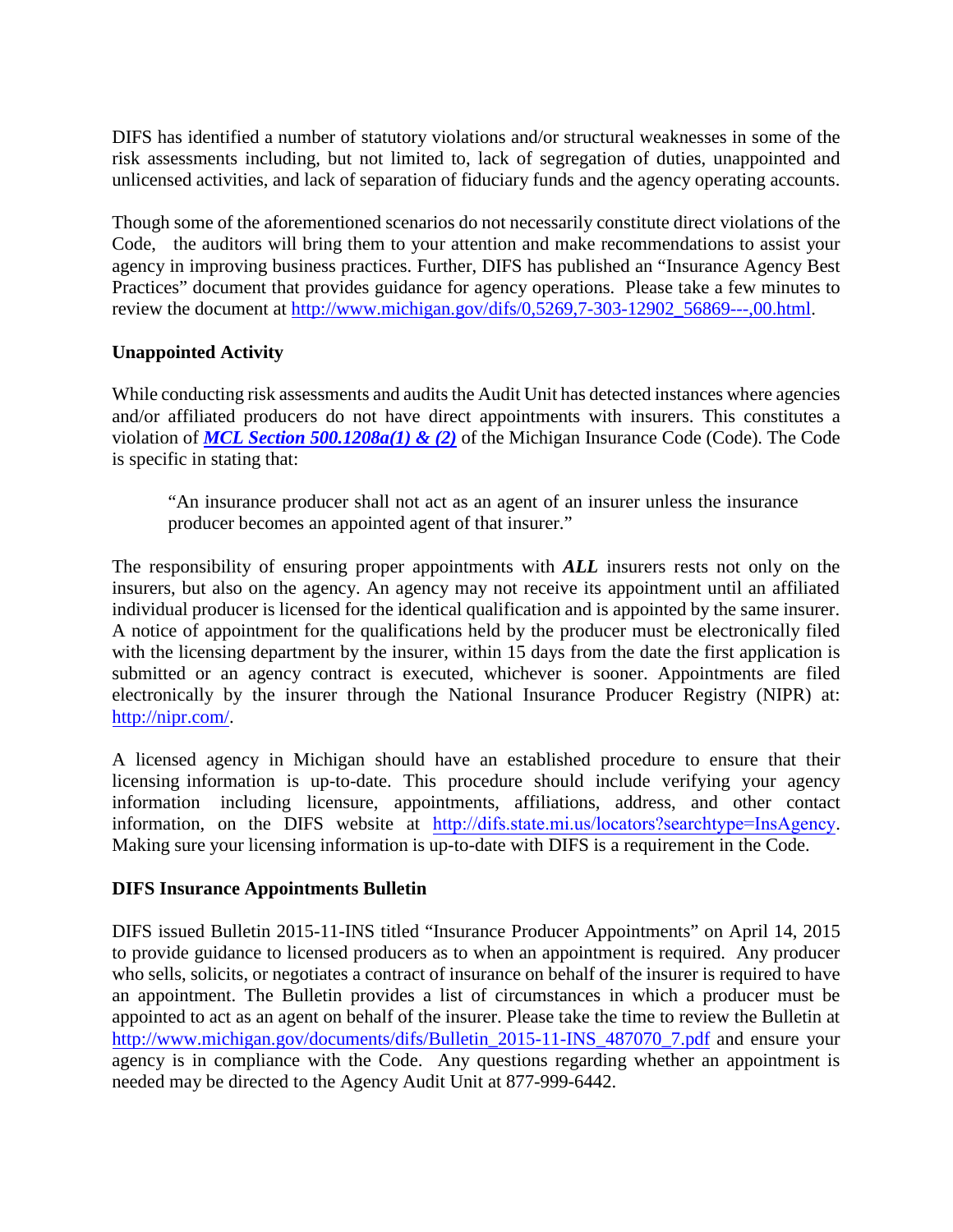DIFS has identified a number of statutory violations and/or structural weaknesses in some of the risk assessments including, but not limited to, lack of segregation of duties, unappointed and unlicensed activities, and lack of separation of fiduciary funds and the agency operating accounts.

Though some of the aforementioned scenarios do not necessarily constitute direct violations of the Code, the auditors will bring them to your attention and make recommendations to assist your agency in improving business practices. Further, DIFS has published an "Insurance Agency Best Practices" document that provides guidance for agency operations. Please take a few minutes to review the document at http://www.michigan.gov/difs/0,5269,7-303-12902_56869---,00.html.

**Unappointed Activity**

While conducting risk assessments and audits the Audit Unit has detected instances where agencies and/or affiliated producers do not have direct appointments with insurers. This constitutes a violation of ***MCL Section 500.1208a(1) & (2)*** of the Michigan Insurance Code (Code). The Code is specific in stating that:

> "An insurance producer shall not act as an agent of an insurer unless the insurance producer becomes an appointed agent of that insurer."

The responsibility of ensuring proper appointments with ***ALL*** insurers rests not only on the insurers, but also on the agency. An agency may not receive its appointment until an affiliated individual producer is licensed for the identical qualification and is appointed by the same insurer. A notice of appointment for the qualifications held by the producer must be electronically filed with the licensing department by the insurer, within 15 days from the date the first application is submitted or an agency contract is executed, whichever is sooner. Appointments are filed electronically by the insurer through the National Insurance Producer Registry (NIPR) at: http://nipr.com/.

A licensed agency in Michigan should have an established procedure to ensure that their licensing information is up-to-date. This procedure should include verifying your agency information including licensure, appointments, affiliations, address, and other contact information, on the DIFS website at http://difs.state.mi.us/locators?searchtype=InsAgency. Making sure your licensing information is up-to-date with DIFS is a requirement in the Code.

**DIFS Insurance Appointments Bulletin**

DIFS issued Bulletin 2015-11-INS titled "Insurance Producer Appointments" on April 14, 2015 to provide guidance to licensed producers as to when an appointment is required. Any producer who sells, solicits, or negotiates a contract of insurance on behalf of the insurer is required to have an appointment. The Bulletin provides a list of circumstances in which a producer must be appointed to act as an agent on behalf of the insurer. Please take the time to review the Bulletin at http://www.michigan.gov/documents/difs/Bulletin_2015-11-INS_487070_7.pdf and ensure your agency is in compliance with the Code. Any questions regarding whether an appointment is needed may be directed to the Agency Audit Unit at 877-999-6442.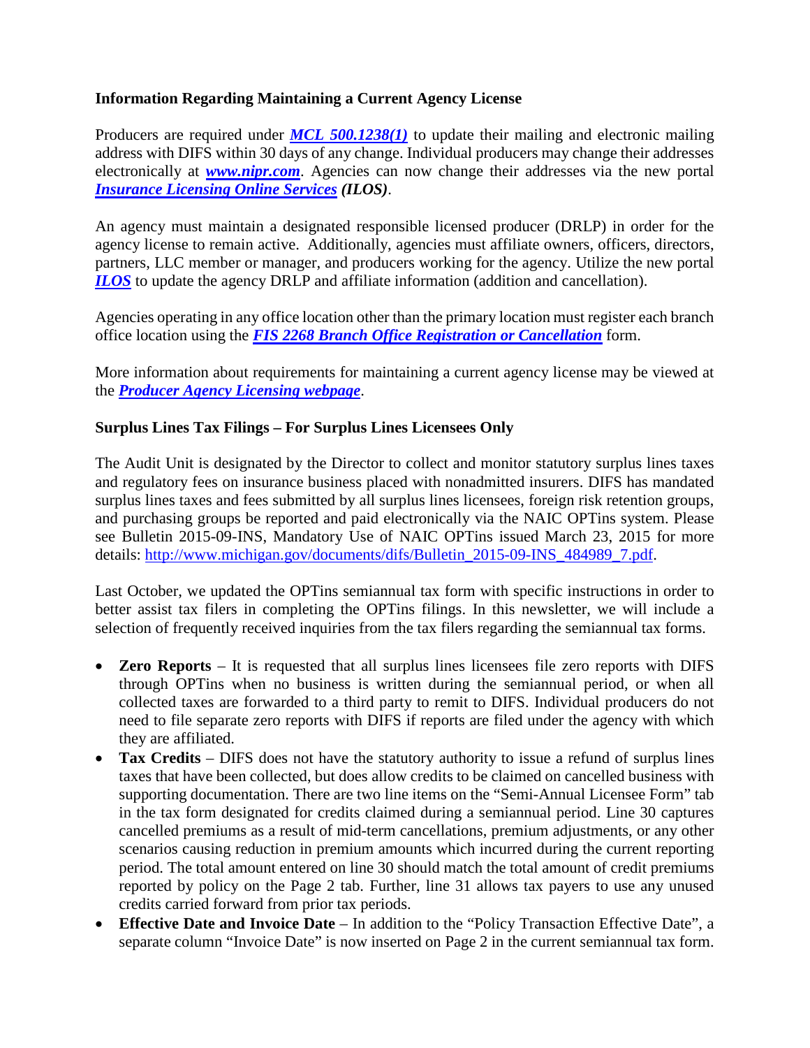**Information Regarding Maintaining a Current Agency License**

Producers are required under ***MCL 500.1238(1)*** to update their mailing and electronic mailing address with DIFS within 30 days of any change. Individual producers may change their addresses electronically at ***www.nipr.com***. Agencies can now change their addresses via the new portal ***Insurance Licensing Online Services*** ***(ILOS)***.

An agency must maintain a designated responsible licensed producer (DRLP) in order for the agency license to remain active. Additionally, agencies must affiliate owners, officers, directors, partners, LLC member or manager, and producers working for the agency. Utilize the new portal ***ILOS*** to update the agency DRLP and affiliate information (addition and cancellation).

Agencies operating in any office location other than the primary location must register each branch office location using the ***FIS 2268 Branch Office Registration or Cancellation*** form.

More information about requirements for maintaining a current agency license may be viewed at the ***Producer Agency Licensing webpage***.

**Surplus Lines Tax Filings – For Surplus Lines Licensees Only**

The Audit Unit is designated by the Director to collect and monitor statutory surplus lines taxes and regulatory fees on insurance business placed with nonadmitted insurers. DIFS has mandated surplus lines taxes and fees submitted by all surplus lines licensees, foreign risk retention groups, and purchasing groups be reported and paid electronically via the NAIC OPTins system. Please see Bulletin 2015-09-INS, Mandatory Use of NAIC OPTins issued March 23, 2015 for more details: http://www.michigan.gov/documents/difs/Bulletin_2015-09-INS_484989_7.pdf.

Last October, we updated the OPTins semiannual tax form with specific instructions in order to better assist tax filers in completing the OPTins filings. In this newsletter, we will include a selection of frequently received inquiries from the tax filers regarding the semiannual tax forms.

- **Zero Reports** – It is requested that all surplus lines licensees file zero reports with DIFS through OPTins when no business is written during the semiannual period, or when all collected taxes are forwarded to a third party to remit to DIFS. Individual producers do not need to file separate zero reports with DIFS if reports are filed under the agency with which they are affiliated.
- **Tax Credits** – DIFS does not have the statutory authority to issue a refund of surplus lines taxes that have been collected, but does allow credits to be claimed on cancelled business with supporting documentation. There are two line items on the "Semi-Annual Licensee Form" tab in the tax form designated for credits claimed during a semiannual period. Line 30 captures cancelled premiums as a result of mid-term cancellations, premium adjustments, or any other scenarios causing reduction in premium amounts which incurred during the current reporting period. The total amount entered on line 30 should match the total amount of credit premiums reported by policy on the Page 2 tab. Further, line 31 allows tax payers to use any unused credits carried forward from prior tax periods.
- **Effective Date and Invoice Date** – In addition to the "Policy Transaction Effective Date", a separate column "Invoice Date" is now inserted on Page 2 in the current semiannual tax form.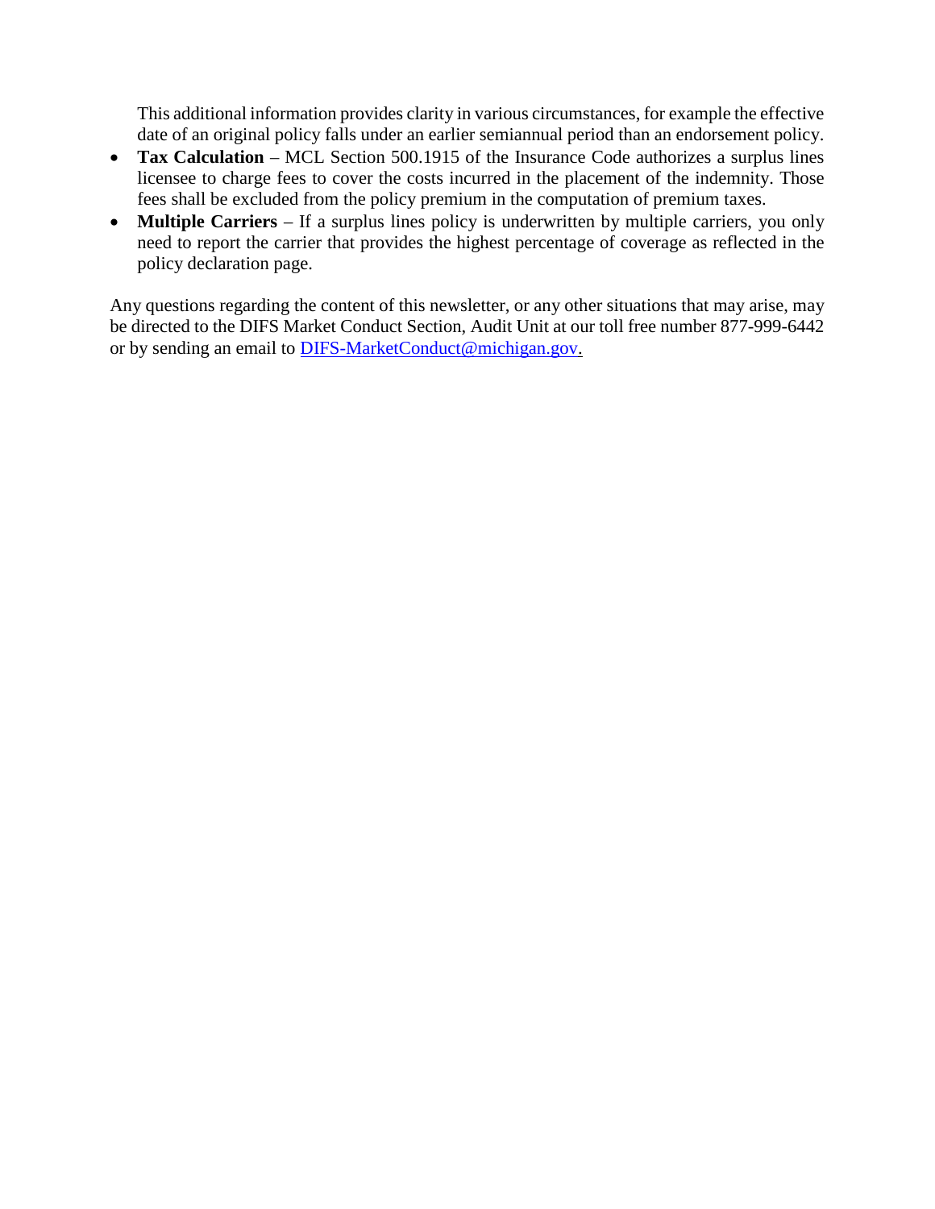This additional information provides clarity in various circumstances, for example the effective date of an original policy falls under an earlier semiannual period than an endorsement policy.

- **Tax Calculation** – MCL Section 500.1915 of the Insurance Code authorizes a surplus lines licensee to charge fees to cover the costs incurred in the placement of the indemnity. Those fees shall be excluded from the policy premium in the computation of premium taxes.
- **Multiple Carriers** – If a surplus lines policy is underwritten by multiple carriers, you only need to report the carrier that provides the highest percentage of coverage as reflected in the policy declaration page.

Any questions regarding the content of this newsletter, or any other situations that may arise, may be directed to the DIFS Market Conduct Section, Audit Unit at our toll free number 877-999-6442 or by sending an email to [DIFS-MarketConduct@michigan.gov](mailto:DIFS-MarketConduct@michigan.gov).